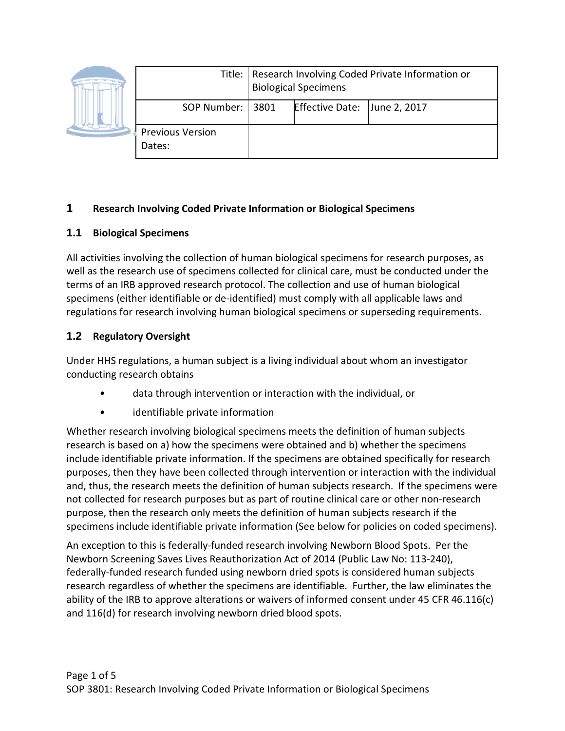| Title: | Research Involving Coded Private Information or Biological Specimens | | |
|---|---|---|---|
| SOP Number: | 3801 | Effective Date: | June 2, 2017 |
| Previous Version Dates: | | | |

# 1 Research Involving Coded Private Information or Biological Specimens

## 1.1 Biological Specimens

All activities involving the collection of human biological specimens for research purposes, as well as the research use of specimens collected for clinical care, must be conducted under the terms of an IRB approved research protocol. The collection and use of human biological specimens (either identifiable or de-identified) must comply with all applicable laws and regulations for research involving human biological specimens or superseding requirements.

## 1.2 Regulatory Oversight

Under HHS regulations, a human subject is a living individual about whom an investigator conducting research obtains

- data through intervention or interaction with the individual, or
- identifiable private information

Whether research involving biological specimens meets the definition of human subjects research is based on a) how the specimens were obtained and b) whether the specimens include identifiable private information. If the specimens are obtained specifically for research purposes, then they have been collected through intervention or interaction with the individual and, thus, the research meets the definition of human subjects research. If the specimens were not collected for research purposes but as part of routine clinical care or other non-research purpose, then the research only meets the definition of human subjects research if the specimens include identifiable private information (See below for policies on coded specimens).

An exception to this is federally-funded research involving Newborn Blood Spots. Per the Newborn Screening Saves Lives Reauthorization Act of 2014 (Public Law No: 113-240), federally-funded research funded using newborn dried spots is considered human subjects research regardless of whether the specimens are identifiable. Further, the law eliminates the ability of the IRB to approve alterations or waivers of informed consent under 45 CFR 46.116(c) and 116(d) for research involving newborn dried blood spots.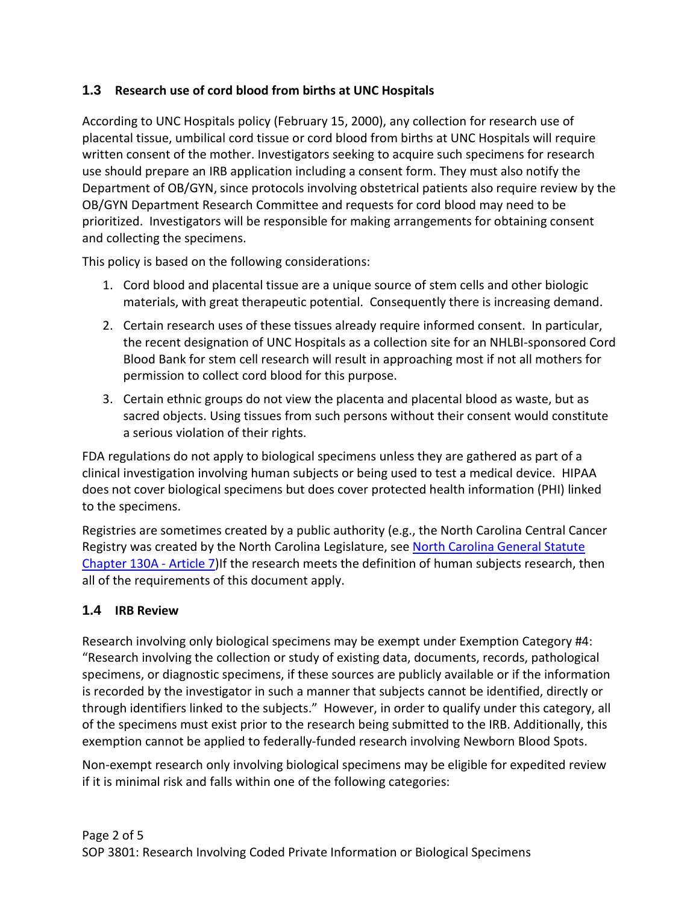### 1.3 Research use of cord blood from births at UNC Hospitals

According to UNC Hospitals policy (February 15, 2000), any collection for research use of placental tissue, umbilical cord tissue or cord blood from births at UNC Hospitals will require written consent of the mother. Investigators seeking to acquire such specimens for research use should prepare an IRB application including a consent form. They must also notify the Department of OB/GYN, since protocols involving obstetrical patients also require review by the OB/GYN Department Research Committee and requests for cord blood may need to be prioritized. Investigators will be responsible for making arrangements for obtaining consent and collecting the specimens.

This policy is based on the following considerations:

1. Cord blood and placental tissue are a unique source of stem cells and other biologic materials, with great therapeutic potential. Consequently there is increasing demand.
2. Certain research uses of these tissues already require informed consent. In particular, the recent designation of UNC Hospitals as a collection site for an NHLBI-sponsored Cord Blood Bank for stem cell research will result in approaching most if not all mothers for permission to collect cord blood for this purpose.
3. Certain ethnic groups do not view the placenta and placental blood as waste, but as sacred objects. Using tissues from such persons without their consent would constitute a serious violation of their rights.

FDA regulations do not apply to biological specimens unless they are gathered as part of a clinical investigation involving human subjects or being used to test a medical device. HIPAA does not cover biological specimens but does cover protected health information (PHI) linked to the specimens.

Registries are sometimes created by a public authority (e.g., the North Carolina Central Cancer Registry was created by the North Carolina Legislature, see North Carolina General Statute Chapter 130A - Article 7)If the research meets the definition of human subjects research, then all of the requirements of this document apply.

### 1.4 IRB Review

Research involving only biological specimens may be exempt under Exemption Category #4: "Research involving the collection or study of existing data, documents, records, pathological specimens, or diagnostic specimens, if these sources are publicly available or if the information is recorded by the investigator in such a manner that subjects cannot be identified, directly or through identifiers linked to the subjects." However, in order to qualify under this category, all of the specimens must exist prior to the research being submitted to the IRB. Additionally, this exemption cannot be applied to federally-funded research involving Newborn Blood Spots.

Non-exempt research only involving biological specimens may be eligible for expedited review if it is minimal risk and falls within one of the following categories: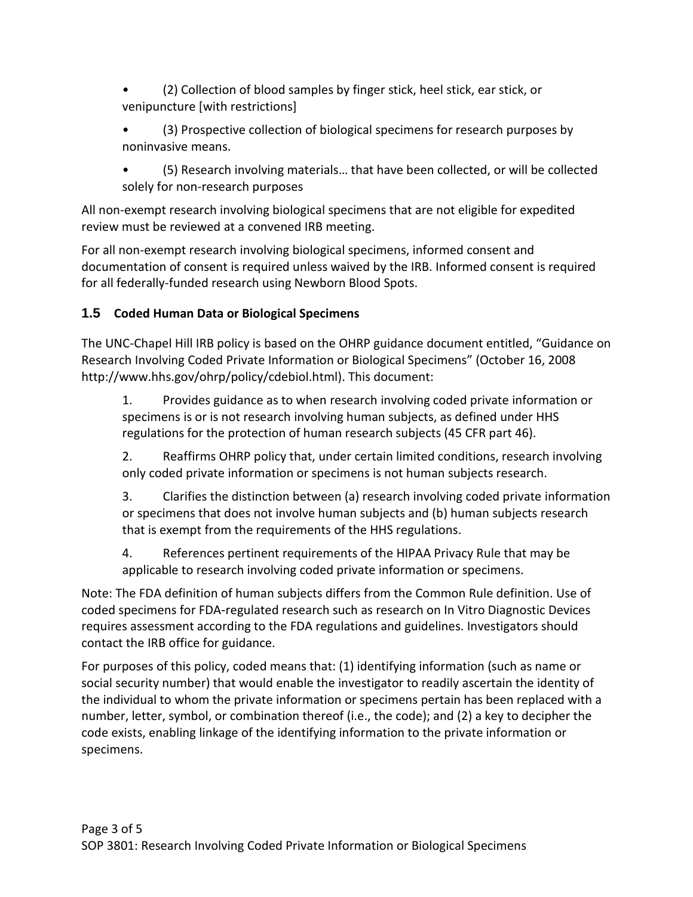- (2) Collection of blood samples by finger stick, heel stick, ear stick, or venipuncture [with restrictions]
- (3) Prospective collection of biological specimens for research purposes by noninvasive means.
- (5) Research involving materials… that have been collected, or will be collected solely for non-research purposes

All non-exempt research involving biological specimens that are not eligible for expedited review must be reviewed at a convened IRB meeting.

For all non-exempt research involving biological specimens, informed consent and documentation of consent is required unless waived by the IRB. Informed consent is required for all federally-funded research using Newborn Blood Spots.

### 1.5 Coded Human Data or Biological Specimens

The UNC-Chapel Hill IRB policy is based on the OHRP guidance document entitled, "Guidance on Research Involving Coded Private Information or Biological Specimens" (October 16, 2008 http://www.hhs.gov/ohrp/policy/cdebiol.html). This document:

1. Provides guidance as to when research involving coded private information or specimens is or is not research involving human subjects, as defined under HHS regulations for the protection of human research subjects (45 CFR part 46).
2. Reaffirms OHRP policy that, under certain limited conditions, research involving only coded private information or specimens is not human subjects research.
3. Clarifies the distinction between (a) research involving coded private information or specimens that does not involve human subjects and (b) human subjects research that is exempt from the requirements of the HHS regulations.
4. References pertinent requirements of the HIPAA Privacy Rule that may be applicable to research involving coded private information or specimens.

Note: The FDA definition of human subjects differs from the Common Rule definition. Use of coded specimens for FDA-regulated research such as research on In Vitro Diagnostic Devices requires assessment according to the FDA regulations and guidelines. Investigators should contact the IRB office for guidance.

For purposes of this policy, coded means that: (1) identifying information (such as name or social security number) that would enable the investigator to readily ascertain the identity of the individual to whom the private information or specimens pertain has been replaced with a number, letter, symbol, or combination thereof (i.e., the code); and (2) a key to decipher the code exists, enabling linkage of the identifying information to the private information or specimens.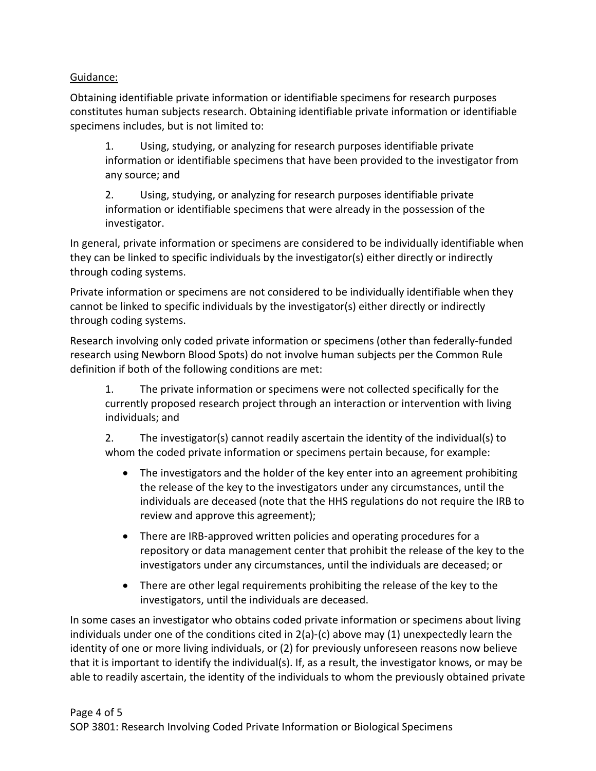Guidance:

Obtaining identifiable private information or identifiable specimens for research purposes constitutes human subjects research. Obtaining identifiable private information or identifiable specimens includes, but is not limited to:

1. Using, studying, or analyzing for research purposes identifiable private information or identifiable specimens that have been provided to the investigator from any source; and

2. Using, studying, or analyzing for research purposes identifiable private information or identifiable specimens that were already in the possession of the investigator.

In general, private information or specimens are considered to be individually identifiable when they can be linked to specific individuals by the investigator(s) either directly or indirectly through coding systems.

Private information or specimens are not considered to be individually identifiable when they cannot be linked to specific individuals by the investigator(s) either directly or indirectly through coding systems.

Research involving only coded private information or specimens (other than federally-funded research using Newborn Blood Spots) do not involve human subjects per the Common Rule definition if both of the following conditions are met:

1. The private information or specimens were not collected specifically for the currently proposed research project through an interaction or intervention with living individuals; and

2. The investigator(s) cannot readily ascertain the identity of the individual(s) to whom the coded private information or specimens pertain because, for example:

   - The investigators and the holder of the key enter into an agreement prohibiting the release of the key to the investigators under any circumstances, until the individuals are deceased (note that the HHS regulations do not require the IRB to review and approve this agreement);
   - There are IRB-approved written policies and operating procedures for a repository or data management center that prohibit the release of the key to the investigators under any circumstances, until the individuals are deceased; or
   - There are other legal requirements prohibiting the release of the key to the investigators, until the individuals are deceased.

In some cases an investigator who obtains coded private information or specimens about living individuals under one of the conditions cited in 2(a)-(c) above may (1) unexpectedly learn the identity of one or more living individuals, or (2) for previously unforeseen reasons now believe that it is important to identify the individual(s). If, as a result, the investigator knows, or may be able to readily ascertain, the identity of the individuals to whom the previously obtained private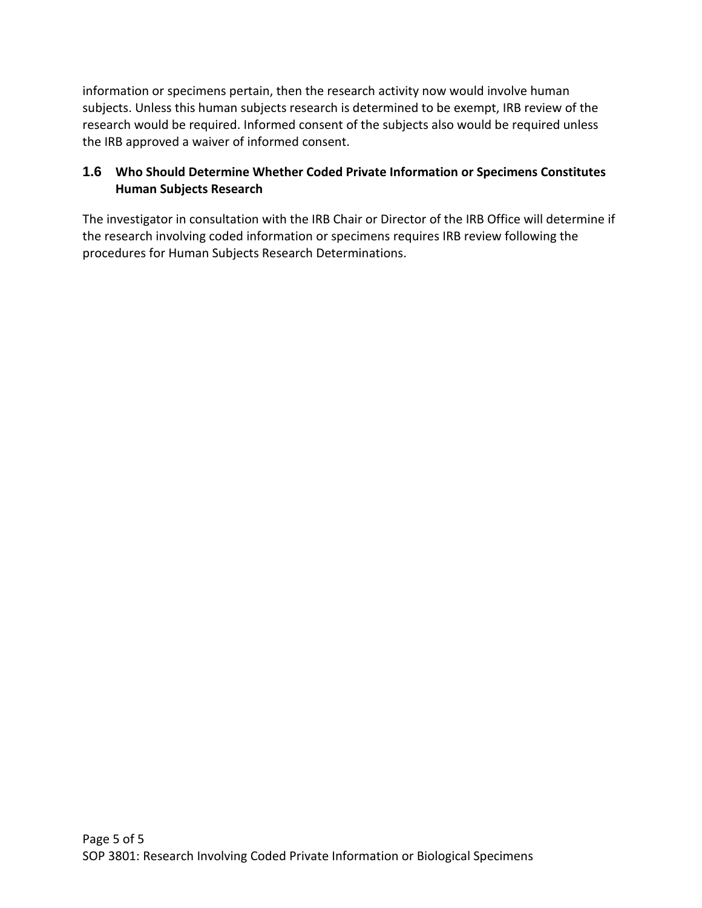information or specimens pertain, then the research activity now would involve human subjects. Unless this human subjects research is determined to be exempt, IRB review of the research would be required. Informed consent of the subjects also would be required unless the IRB approved a waiver of informed consent.

### 1.6 Who Should Determine Whether Coded Private Information or Specimens Constitutes Human Subjects Research

The investigator in consultation with the IRB Chair or Director of the IRB Office will determine if the research involving coded information or specimens requires IRB review following the procedures for Human Subjects Research Determinations.